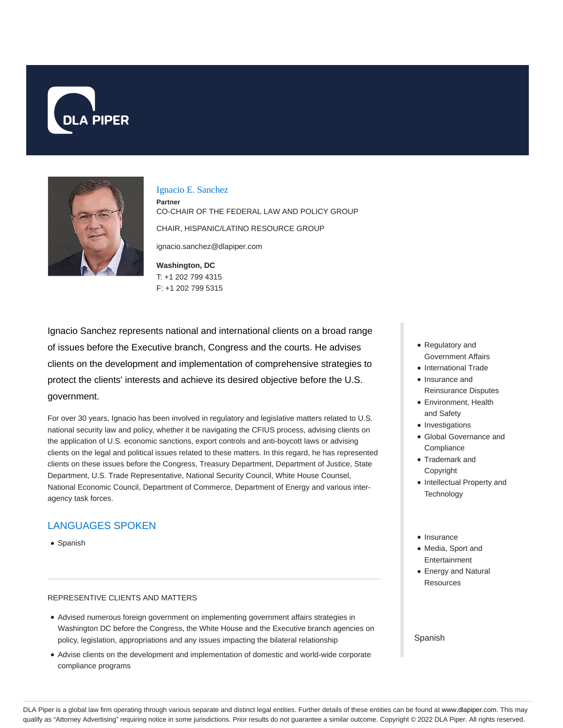# Ignacio E. Sanchez

**Partner**

CO-CHAIR OF THE FEDERAL LAW AND POLICY GROUP

CHAIR, HISPANIC/LATINO RESOURCE GROUP

ignacio.sanchez@dlapiper.com

**Washington, DC**
T: +1 202 799 4315
F: +1 202 799 5315

Ignacio Sanchez represents national and international clients on a broad range of issues before the Executive branch, Congress and the courts. He advises clients on the development and implementation of comprehensive strategies to protect the clients' interests and achieve its desired objective before the U.S. government.

For over 30 years, Ignacio has been involved in regulatory and legislative matters related to U.S. national security law and policy, whether it be navigating the CFIUS process, advising clients on the application of U.S. economic sanctions, export controls and anti-boycott laws or advising clients on the legal and political issues related to these matters. In this regard, he has represented clients on these issues before the Congress, Treasury Department, Department of Justice, State Department, U.S. Trade Representative, National Security Council, White House Counsel, National Economic Council, Department of Commerce, Department of Energy and various inter-agency task forces.

## LANGUAGES SPOKEN

- Spanish

REPRESENTIVE CLIENTS AND MATTERS

- Advised numerous foreign government on implementing government affairs strategies in Washington DC before the Congress, the White House and the Executive branch agencies on policy, legislation, appropriations and any issues impacting the bilateral relationship
- Advise clients on the development and implementation of domestic and world-wide corporate compliance programs

- Regulatory and Government Affairs
- International Trade
- Insurance and Reinsurance Disputes
- Environment, Health and Safety
- Investigations
- Global Governance and Compliance
- Trademark and Copyright
- Intellectual Property and Technology

- Insurance
- Media, Sport and Entertainment
- Energy and Natural Resources

Spanish

DLA Piper is a global law firm operating through various separate and distinct legal entities. Further details of these entities can be found at www.dlapiper.com. This may qualify as "Attorney Advertising" requiring notice in some jurisdictions. Prior results do not guarantee a similar outcome. Copyright © 2022 DLA Piper. All rights reserved.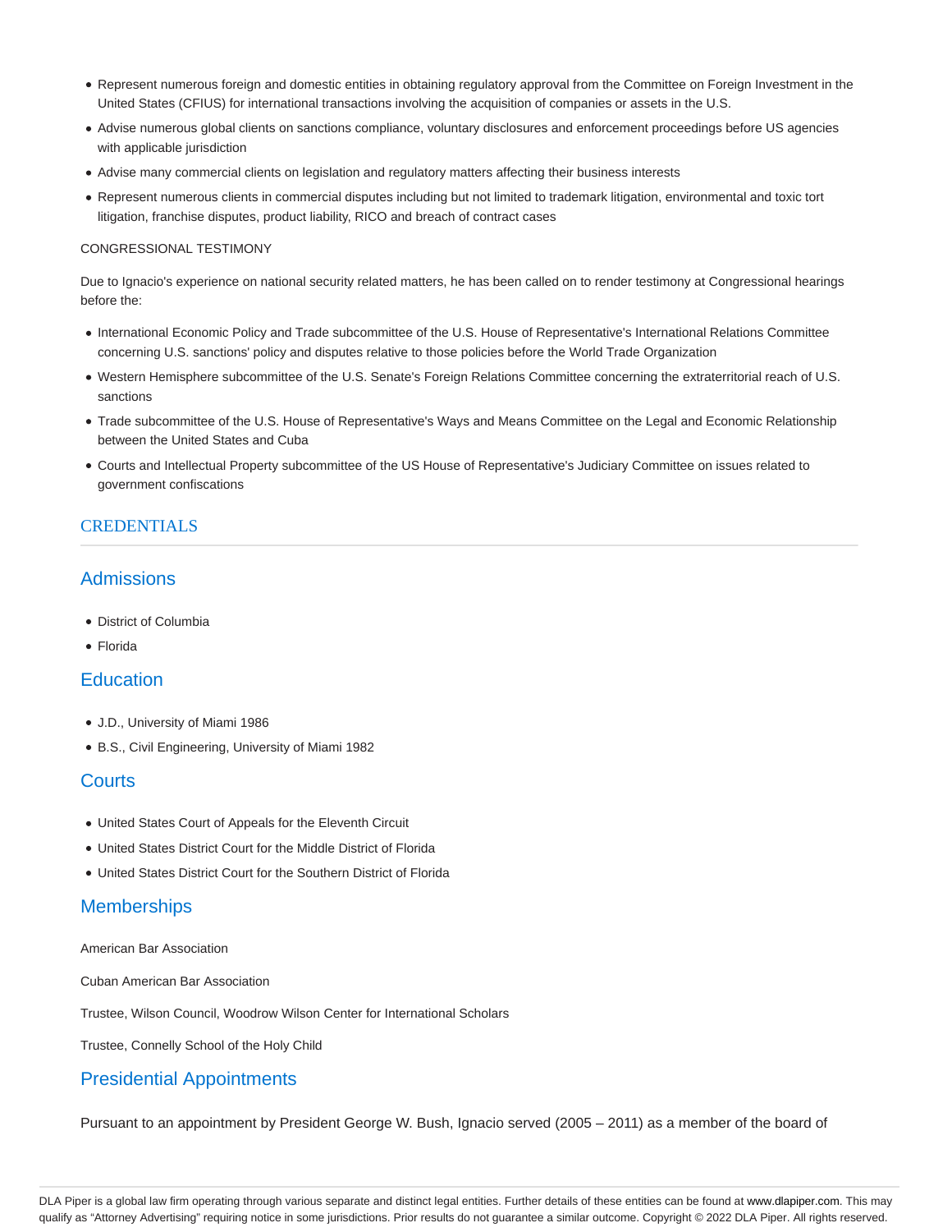- Represent numerous foreign and domestic entities in obtaining regulatory approval from the Committee on Foreign Investment in the United States (CFIUS) for international transactions involving the acquisition of companies or assets in the U.S.
- Advise numerous global clients on sanctions compliance, voluntary disclosures and enforcement proceedings before US agencies with applicable jurisdiction
- Advise many commercial clients on legislation and regulatory matters affecting their business interests
- Represent numerous clients in commercial disputes including but not limited to trademark litigation, environmental and toxic tort litigation, franchise disputes, product liability, RICO and breach of contract cases

CONGRESSIONAL TESTIMONY

Due to Ignacio's experience on national security related matters, he has been called on to render testimony at Congressional hearings before the:

- International Economic Policy and Trade subcommittee of the U.S. House of Representative's International Relations Committee concerning U.S. sanctions' policy and disputes relative to those policies before the World Trade Organization
- Western Hemisphere subcommittee of the U.S. Senate's Foreign Relations Committee concerning the extraterritorial reach of U.S. sanctions
- Trade subcommittee of the U.S. House of Representative's Ways and Means Committee on the Legal and Economic Relationship between the United States and Cuba
- Courts and Intellectual Property subcommittee of the US House of Representative's Judiciary Committee on issues related to government confiscations

# CREDENTIALS

## Admissions

- District of Columbia
- Florida

## Education

- J.D., University of Miami 1986
- B.S., Civil Engineering, University of Miami 1982

## Courts

- United States Court of Appeals for the Eleventh Circuit
- United States District Court for the Middle District of Florida
- United States District Court for the Southern District of Florida

## Memberships

American Bar Association

Cuban American Bar Association

Trustee, Wilson Council, Woodrow Wilson Center for International Scholars

Trustee, Connelly School of the Holy Child

## Presidential Appointments

Pursuant to an appointment by President George W. Bush, Ignacio served (2005 – 2011) as a member of the board of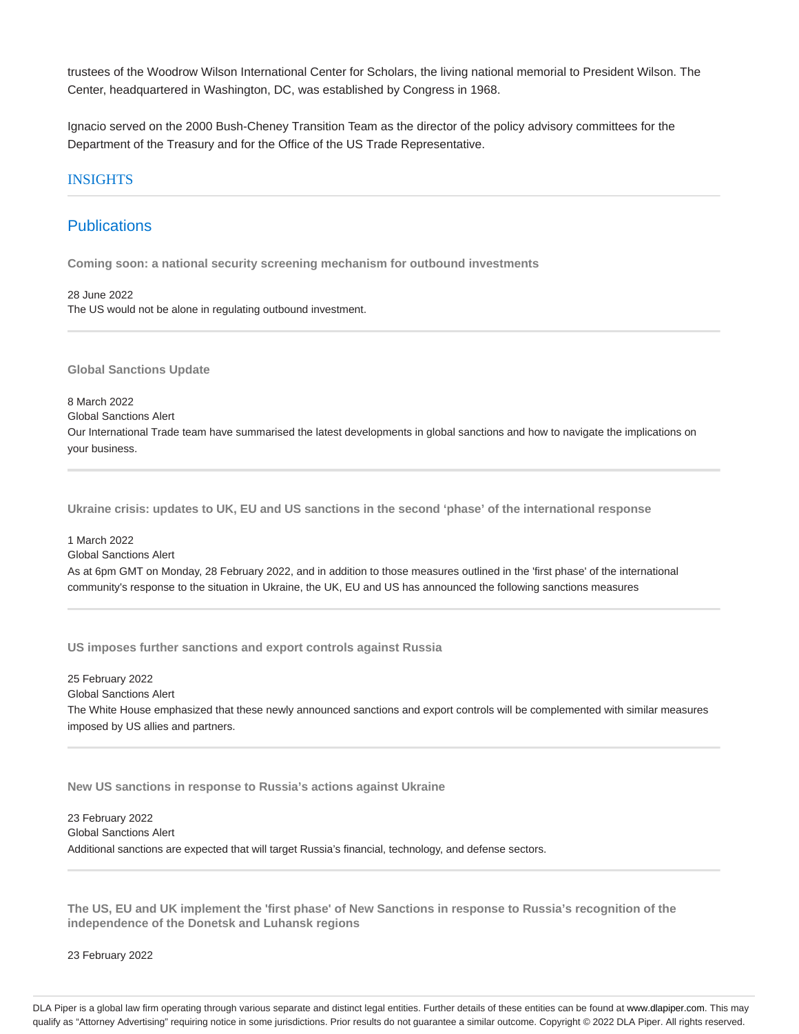trustees of the Woodrow Wilson International Center for Scholars, the living national memorial to President Wilson. The Center, headquartered in Washington, DC, was established by Congress in 1968.

Ignacio served on the 2000 Bush-Cheney Transition Team as the director of the policy advisory committees for the Department of the Treasury and for the Office of the US Trade Representative.

## INSIGHTS

### Publications

**Coming soon: a national security screening mechanism for outbound investments**

28 June 2022

The US would not be alone in regulating outbound investment.

---

**Global Sanctions Update**

8 March 2022

Global Sanctions Alert

Our International Trade team have summarised the latest developments in global sanctions and how to navigate the implications on your business.

---

**Ukraine crisis: updates to UK, EU and US sanctions in the second 'phase' of the international response**

1 March 2022

Global Sanctions Alert

As at 6pm GMT on Monday, 28 February 2022, and in addition to those measures outlined in the 'first phase' of the international community's response to the situation in Ukraine, the UK, EU and US has announced the following sanctions measures

---

**US imposes further sanctions and export controls against Russia**

25 February 2022

Global Sanctions Alert

The White House emphasized that these newly announced sanctions and export controls will be complemented with similar measures imposed by US allies and partners.

---

**New US sanctions in response to Russia's actions against Ukraine**

23 February 2022

Global Sanctions Alert

Additional sanctions are expected that will target Russia's financial, technology, and defense sectors.

---

**The US, EU and UK implement the 'first phase' of New Sanctions in response to Russia's recognition of the independence of the Donetsk and Luhansk regions**

23 February 2022

DLA Piper is a global law firm operating through various separate and distinct legal entities. Further details of these entities can be found at www.dlapiper.com. This may qualify as "Attorney Advertising" requiring notice in some jurisdictions. Prior results do not guarantee a similar outcome. Copyright © 2022 DLA Piper. All rights reserved.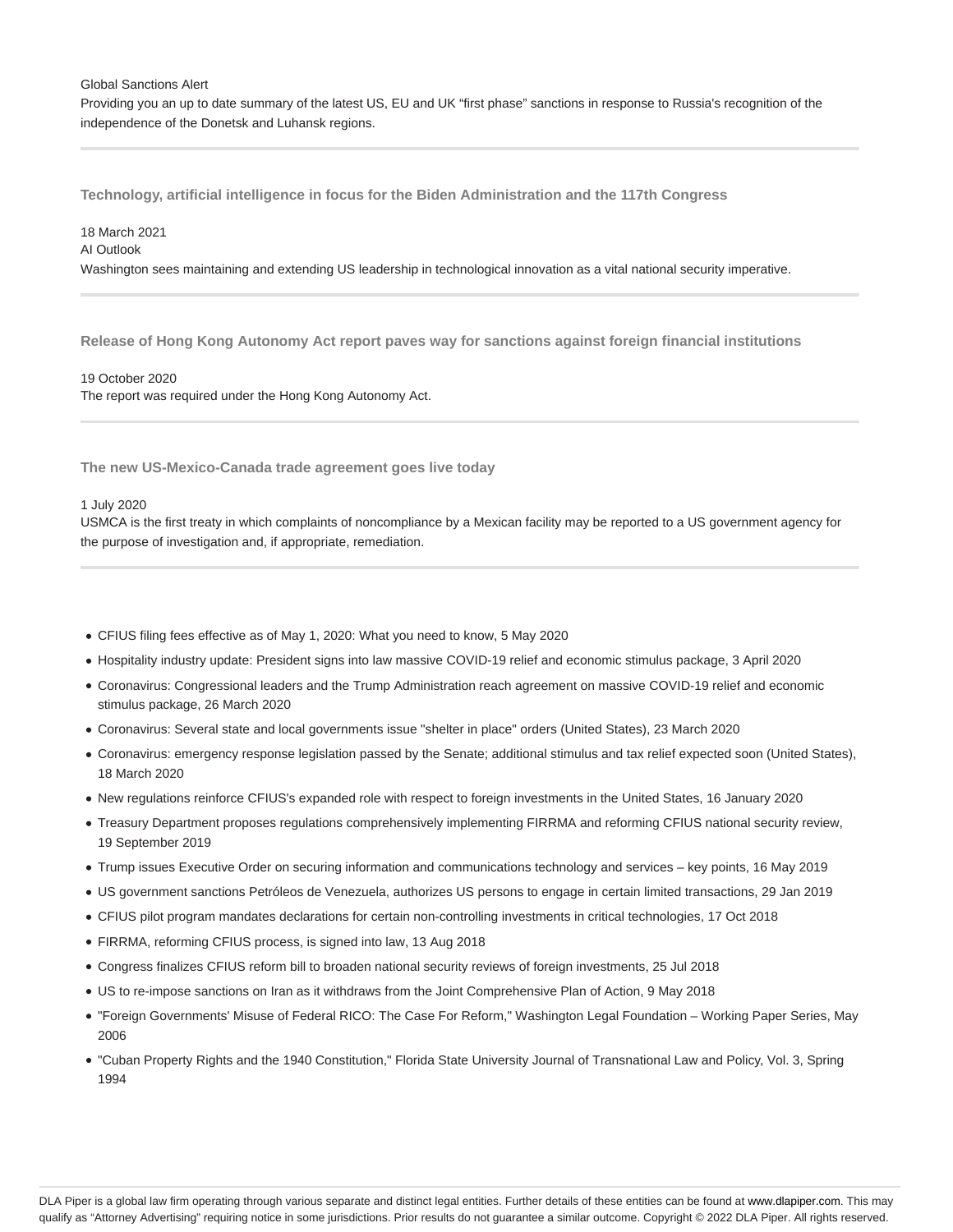Global Sanctions Alert

Providing you an up to date summary of the latest US, EU and UK "first phase" sanctions in response to Russia's recognition of the independence of the Donetsk and Luhansk regions.

---

### Technology, artificial intelligence in focus for the Biden Administration and the 117th Congress

18 March 2021

AI Outlook

Washington sees maintaining and extending US leadership in technological innovation as a vital national security imperative.

---

### Release of Hong Kong Autonomy Act report paves way for sanctions against foreign financial institutions

19 October 2020

The report was required under the Hong Kong Autonomy Act.

---

### The new US-Mexico-Canada trade agreement goes live today

1 July 2020

USMCA is the first treaty in which complaints of noncompliance by a Mexican facility may be reported to a US government agency for the purpose of investigation and, if appropriate, remediation.

---

- CFIUS filing fees effective as of May 1, 2020: What you need to know, 5 May 2020
- Hospitality industry update: President signs into law massive COVID-19 relief and economic stimulus package, 3 April 2020
- Coronavirus: Congressional leaders and the Trump Administration reach agreement on massive COVID-19 relief and economic stimulus package, 26 March 2020
- Coronavirus: Several state and local governments issue "shelter in place" orders (United States), 23 March 2020
- Coronavirus: emergency response legislation passed by the Senate; additional stimulus and tax relief expected soon (United States), 18 March 2020
- New regulations reinforce CFIUS's expanded role with respect to foreign investments in the United States, 16 January 2020
- Treasury Department proposes regulations comprehensively implementing FIRRMA and reforming CFIUS national security review, 19 September 2019
- Trump issues Executive Order on securing information and communications technology and services – key points, 16 May 2019
- US government sanctions Petróleos de Venezuela, authorizes US persons to engage in certain limited transactions, 29 Jan 2019
- CFIUS pilot program mandates declarations for certain non-controlling investments in critical technologies, 17 Oct 2018
- FIRRMA, reforming CFIUS process, is signed into law, 13 Aug 2018
- Congress finalizes CFIUS reform bill to broaden national security reviews of foreign investments, 25 Jul 2018
- US to re-impose sanctions on Iran as it withdraws from the Joint Comprehensive Plan of Action, 9 May 2018
- "Foreign Governments' Misuse of Federal RICO: The Case For Reform," Washington Legal Foundation – Working Paper Series, May 2006
- "Cuban Property Rights and the 1940 Constitution," Florida State University Journal of Transnational Law and Policy, Vol. 3, Spring 1994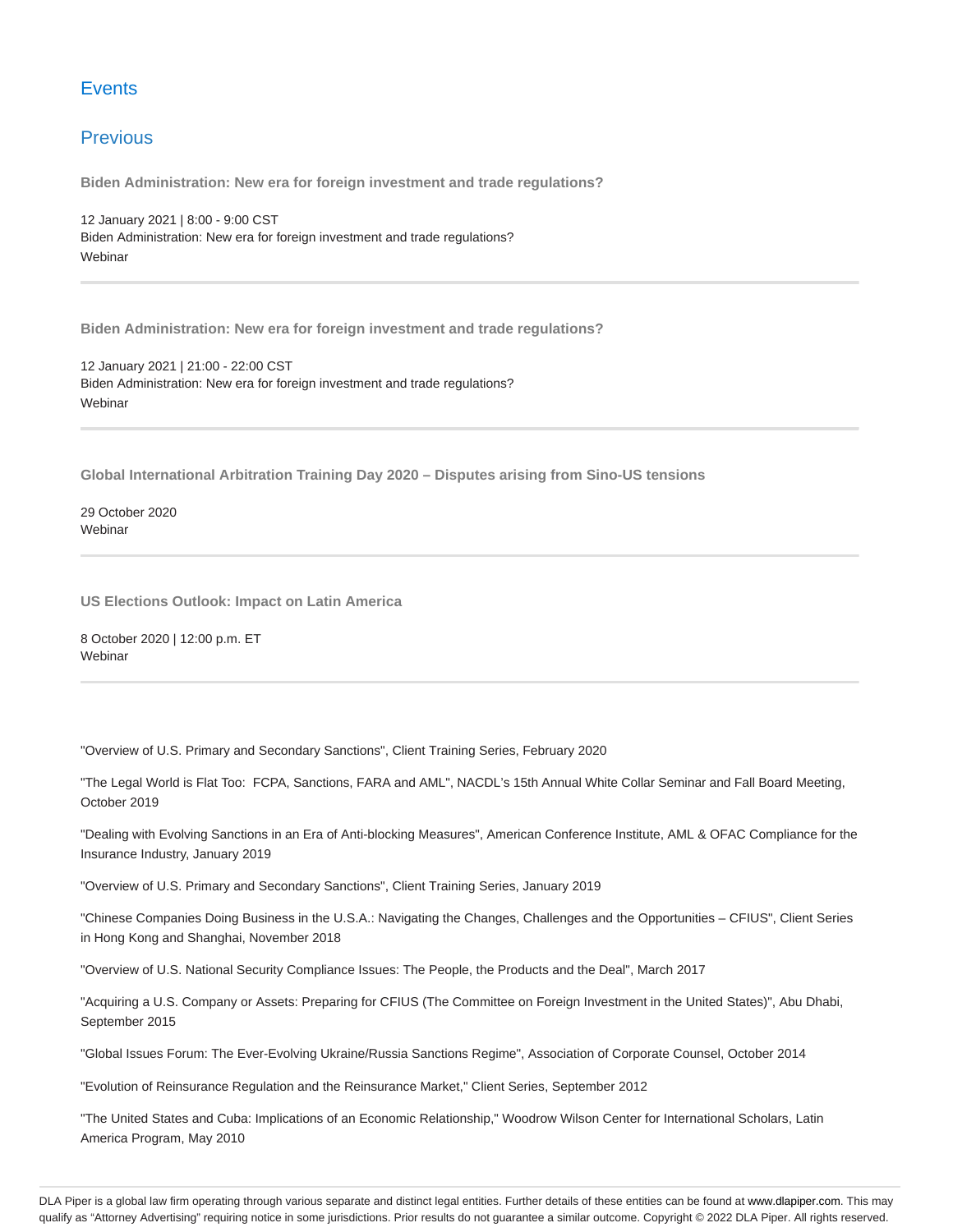## Events

### Previous

**Biden Administration: New era for foreign investment and trade regulations?**

12 January 2021 | 8:00 - 9:00 CST
Biden Administration: New era for foreign investment and trade regulations?
Webinar

---

**Biden Administration: New era for foreign investment and trade regulations?**

12 January 2021 | 21:00 - 22:00 CST
Biden Administration: New era for foreign investment and trade regulations?
Webinar

---

**Global International Arbitration Training Day 2020 – Disputes arising from Sino-US tensions**

29 October 2020
Webinar

---

**US Elections Outlook: Impact on Latin America**

8 October 2020 | 12:00 p.m. ET
Webinar

---

"Overview of U.S. Primary and Secondary Sanctions", Client Training Series, February 2020

"The Legal World is Flat Too:  FCPA, Sanctions, FARA and AML", NACDL's 15th Annual White Collar Seminar and Fall Board Meeting, October 2019

"Dealing with Evolving Sanctions in an Era of Anti-blocking Measures", American Conference Institute, AML & OFAC Compliance for the Insurance Industry, January 2019

"Overview of U.S. Primary and Secondary Sanctions", Client Training Series, January 2019

"Chinese Companies Doing Business in the U.S.A.: Navigating the Changes, Challenges and the Opportunities – CFIUS", Client Series in Hong Kong and Shanghai, November 2018

"Overview of U.S. National Security Compliance Issues: The People, the Products and the Deal", March 2017

"Acquiring a U.S. Company or Assets: Preparing for CFIUS (The Committee on Foreign Investment in the United States)", Abu Dhabi, September 2015

"Global Issues Forum: The Ever-Evolving Ukraine/Russia Sanctions Regime", Association of Corporate Counsel, October 2014

"Evolution of Reinsurance Regulation and the Reinsurance Market," Client Series, September 2012

"The United States and Cuba: Implications of an Economic Relationship," Woodrow Wilson Center for International Scholars, Latin America Program, May 2010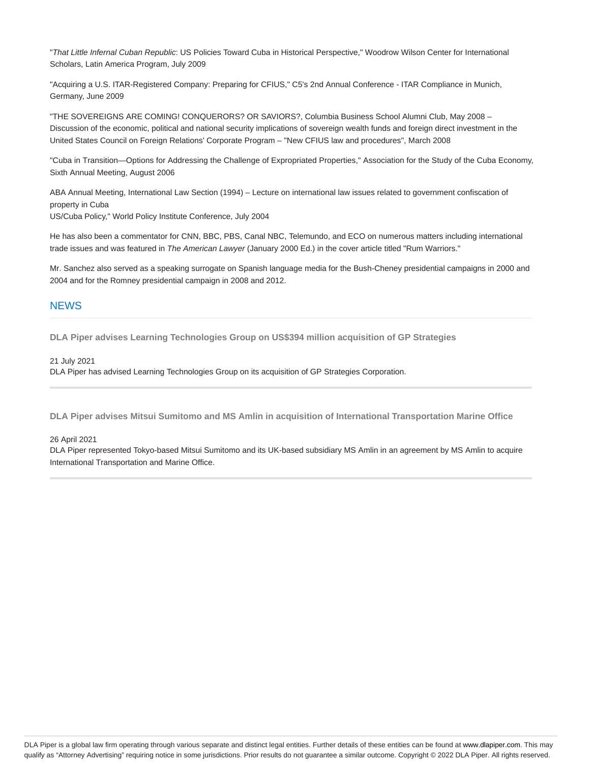"*That Little Infernal Cuban Republic*: US Policies Toward Cuba in Historical Perspective," Woodrow Wilson Center for International Scholars, Latin America Program, July 2009

"Acquiring a U.S. ITAR-Registered Company: Preparing for CFIUS," C5's 2nd Annual Conference - ITAR Compliance in Munich, Germany, June 2009

"THE SOVEREIGNS ARE COMING! CONQUERORS? OR SAVIORS?, Columbia Business School Alumni Club, May 2008 – Discussion of the economic, political and national security implications of sovereign wealth funds and foreign direct investment in the United States Council on Foreign Relations' Corporate Program – "New CFIUS law and procedures", March 2008

"Cuba in Transition—Options for Addressing the Challenge of Expropriated Properties," Association for the Study of the Cuba Economy, Sixth Annual Meeting, August 2006

ABA Annual Meeting, International Law Section (1994) – Lecture on international law issues related to government confiscation of property in Cuba
US/Cuba Policy," World Policy Institute Conference, July 2004

He has also been a commentator for CNN, BBC, PBS, Canal NBC, Telemundo, and ECO on numerous matters including international trade issues and was featured in *The American Lawyer* (January 2000 Ed.) in the cover article titled "Rum Warriors."

Mr. Sanchez also served as a speaking surrogate on Spanish language media for the Bush-Cheney presidential campaigns in 2000 and 2004 and for the Romney presidential campaign in 2008 and 2012.

## NEWS

**DLA Piper advises Learning Technologies Group on US$394 million acquisition of GP Strategies**

21 July 2021
DLA Piper has advised Learning Technologies Group on its acquisition of GP Strategies Corporation.

**DLA Piper advises Mitsui Sumitomo and MS Amlin in acquisition of International Transportation Marine Office**

26 April 2021
DLA Piper represented Tokyo-based Mitsui Sumitomo and its UK-based subsidiary MS Amlin in an agreement by MS Amlin to acquire International Transportation and Marine Office.